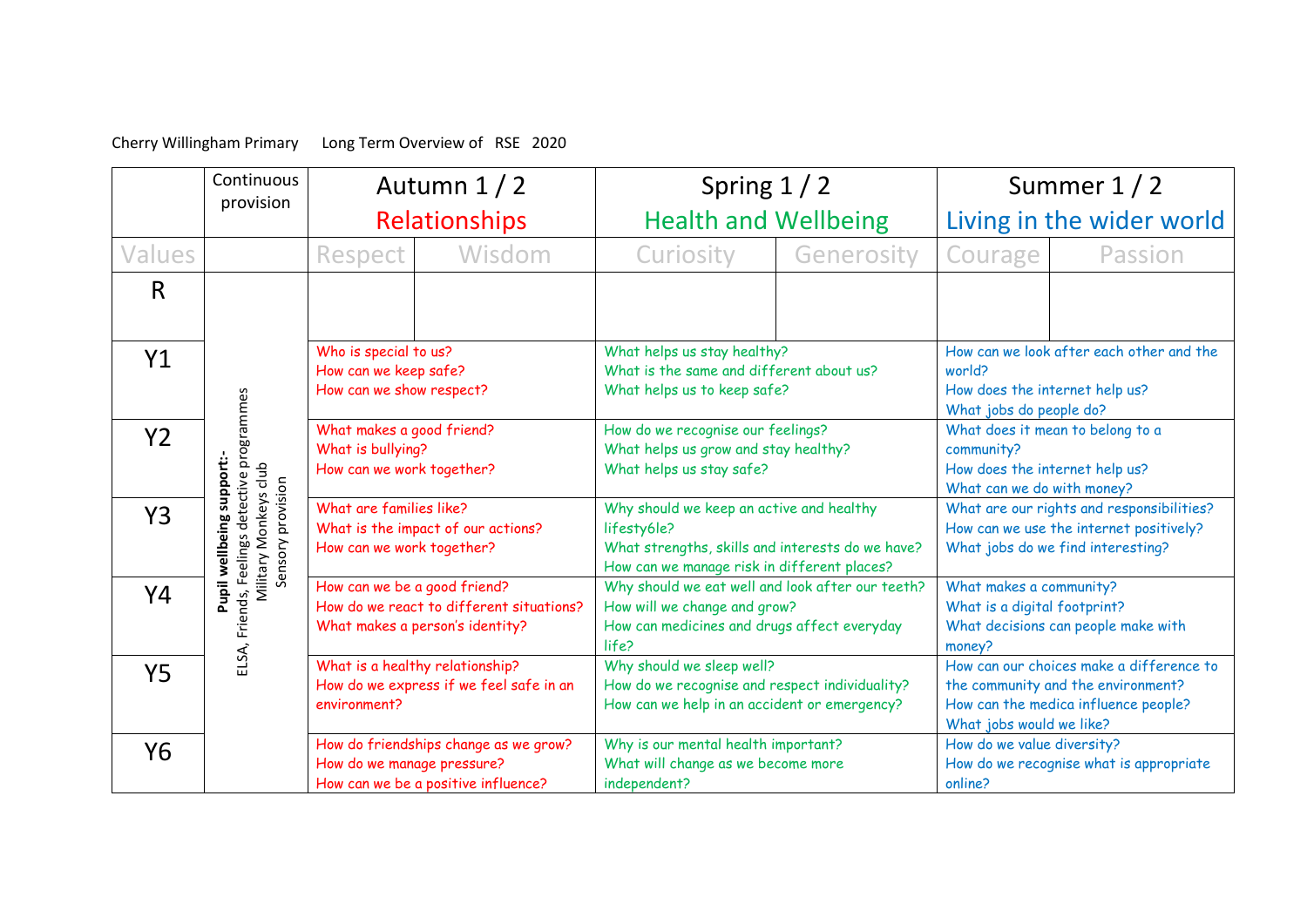Cherry Willingham Primary Long Term Overview of RSE 2020

| | Continuous provision | Autumn 1 / 2 Relationships | | Spring 1 / 2 Health and Wellbeing | | Summer 1 / 2 Living in the wider world | |
|---|---|---|---|---|---|---|---|
| Values | | Respect | Wisdom | Curiosity | Generosity | Courage | Passion |
| R | **Pupil wellbeing support:-** ELSA, Friends, Feelings detective programmes Military Monkeys club Sensory provision | | | | | | |
| Y1 | | Who is special to us?<br>How can we keep safe?<br>How can we show respect? | | What helps us stay healthy?<br>What is the same and different about us?<br>What helps us to keep safe? | | How can we look after each other and the world?<br>How does the internet help us?<br>What jobs do people do? | |
| Y2 | | What makes a good friend?<br>What is bullying?<br>How can we work together? | | How do we recognise our feelings?<br>What helps us grow and stay healthy?<br>What helps us stay safe? | | What does it mean to belong to a community?<br>How does the internet help us?<br>What can we do with money? | |
| Y3 | | What are families like?<br>What is the impact of our actions?<br>How can we work together? | | Why should we keep an active and healthy lifesty6le?<br>What strengths, skills and interests do we have?<br>How can we manage risk in different places? | | What are our rights and responsibilities?<br>How can we use the internet positively?<br>What jobs do we find interesting? | |
| Y4 | | How can we be a good friend?<br>How do we react to different situations?<br>What makes a person's identity? | | Why should we eat well and look after our teeth?<br>How will we change and grow?<br>How can medicines and drugs affect everyday life? | | What makes a community?<br>What is a digital footprint?<br>What decisions can people make with money? | |
| Y5 | | What is a healthy relationship?<br>How do we express if we feel safe in an environment? | | Why should we sleep well?<br>How do we recognise and respect individuality?<br>How can we help in an accident or emergency? | | How can our choices make a difference to the community and the environment?<br>How can the medica influence people?<br>What jobs would we like? | |
| Y6 | | How do friendships change as we grow?<br>How do we manage pressure?<br>How can we be a positive influence? | | Why is our mental health important?<br>What will change as we become more independent? | | How do we value diversity?<br>How do we recognise what is appropriate online? | |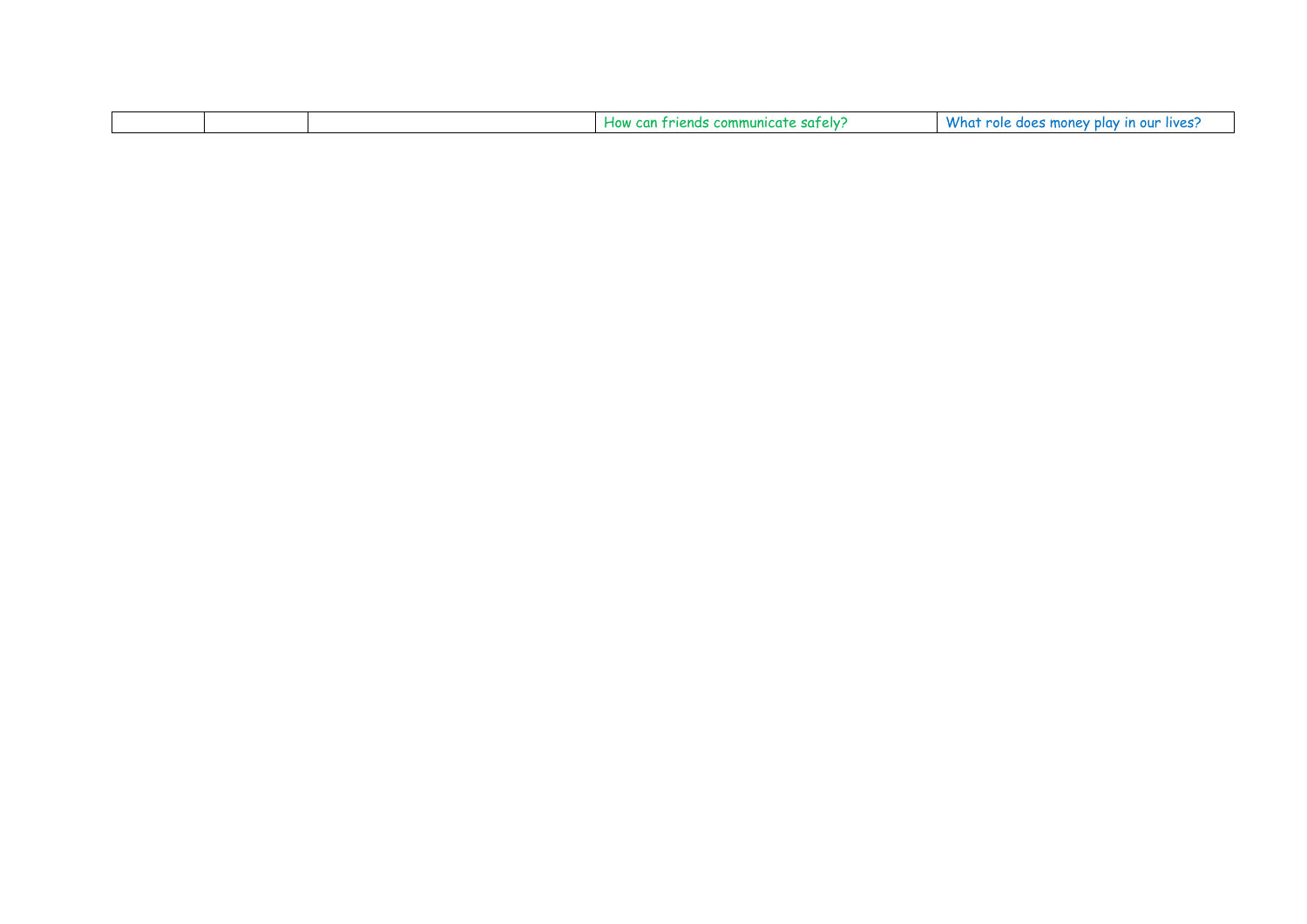| | | | | |
|---|---|---|---|---|
| | | | How can friends communicate safely? | What role does money play in our lives? |